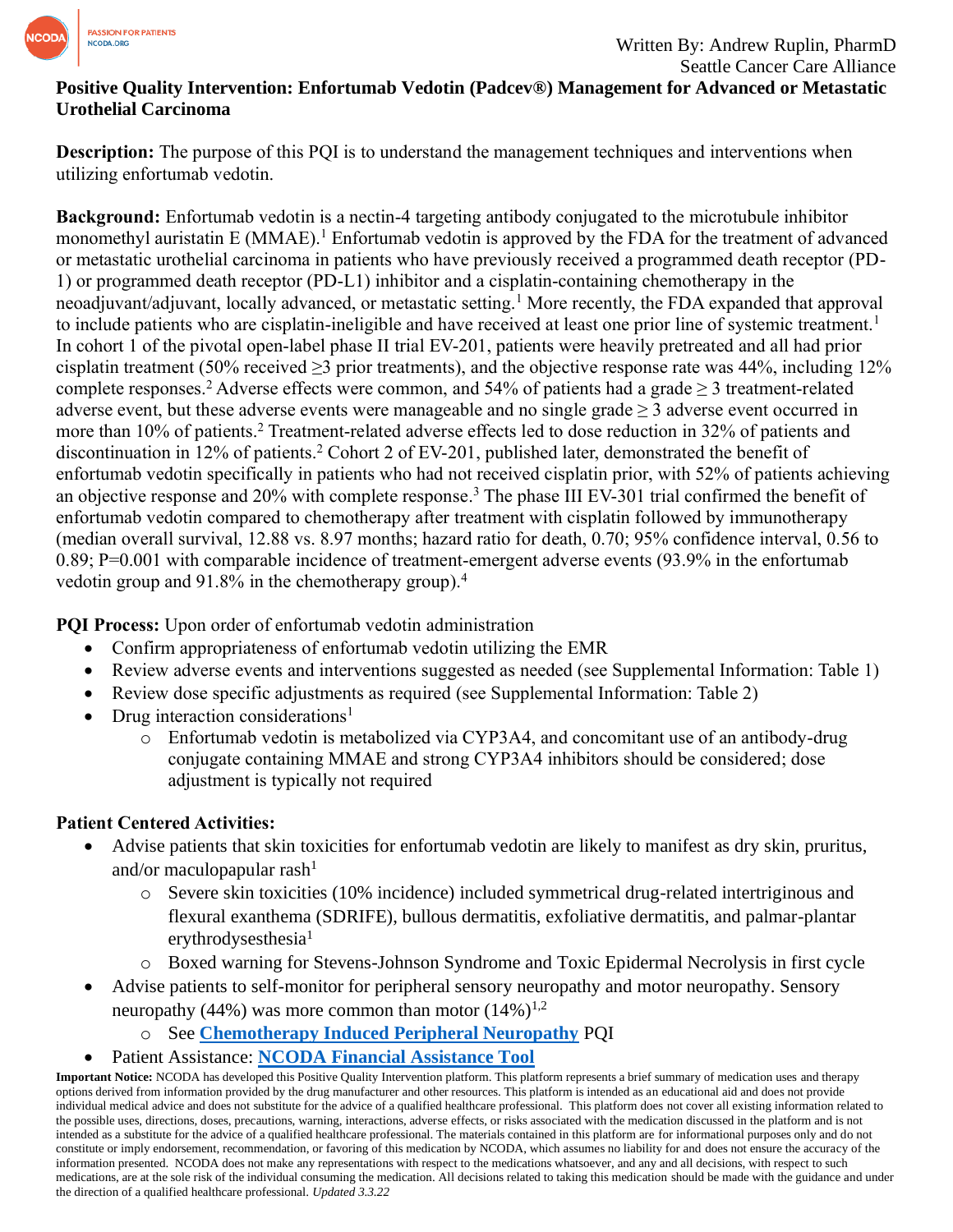Written By: Andrew Ruplin, PharmD
Seattle Cancer Care Alliance

**Positive Quality Intervention: Enfortumab Vedotin (Padcev®) Management for Advanced or Metastatic Urothelial Carcinoma**

**Description:** The purpose of this PQI is to understand the management techniques and interventions when utilizing enfortumab vedotin.

**Background:** Enfortumab vedotin is a nectin-4 targeting antibody conjugated to the microtubule inhibitor monomethyl auristatin E (MMAE).[1] Enfortumab vedotin is approved by the FDA for the treatment of advanced or metastatic urothelial carcinoma in patients who have previously received a programmed death receptor (PD-1) or programmed death receptor (PD-L1) inhibitor and a cisplatin-containing chemotherapy in the neoadjuvant/adjuvant, locally advanced, or metastatic setting.[1] More recently, the FDA expanded that approval to include patients who are cisplatin-ineligible and have received at least one prior line of systemic treatment.[1] In cohort 1 of the pivotal open-label phase II trial EV-201, patients were heavily pretreated and all had prior cisplatin treatment (50% received ≥3 prior treatments), and the objective response rate was 44%, including 12% complete responses.[2] Adverse effects were common, and 54% of patients had a grade ≥ 3 treatment-related adverse event, but these adverse events were manageable and no single grade ≥ 3 adverse event occurred in more than 10% of patients.[2] Treatment-related adverse effects led to dose reduction in 32% of patients and discontinuation in 12% of patients.[2] Cohort 2 of EV-201, published later, demonstrated the benefit of enfortumab vedotin specifically in patients who had not received cisplatin prior, with 52% of patients achieving an objective response and 20% with complete response.[3] The phase III EV-301 trial confirmed the benefit of enfortumab vedotin compared to chemotherapy after treatment with cisplatin followed by immunotherapy (median overall survival, 12.88 vs. 8.97 months; hazard ratio for death, 0.70; 95% confidence interval, 0.56 to 0.89; P=0.001 with comparable incidence of treatment-emergent adverse events (93.9% in the enfortumab vedotin group and 91.8% in the chemotherapy group).[4]

**PQI Process:** Upon order of enfortumab vedotin administration

- Confirm appropriateness of enfortumab vedotin utilizing the EMR
- Review adverse events and interventions suggested as needed (see Supplemental Information: Table 1)
- Review dose specific adjustments as required (see Supplemental Information: Table 2)
- Drug interaction considerations[1]
  - Enfortumab vedotin is metabolized via CYP3A4, and concomitant use of an antibody-drug conjugate containing MMAE and strong CYP3A4 inhibitors should be considered; dose adjustment is typically not required

**Patient Centered Activities:**

- Advise patients that skin toxicities for enfortumab vedotin are likely to manifest as dry skin, pruritus, and/or maculopapular rash[1]
  - Severe skin toxicities (10% incidence) included symmetrical drug-related intertriginous and flexural exanthema (SDRIFE), bullous dermatitis, exfoliative dermatitis, and palmar-plantar erythrodysesthesia[1]
  - Boxed warning for Stevens-Johnson Syndrome and Toxic Epidermal Necrolysis in first cycle
- Advise patients to self-monitor for peripheral sensory neuropathy and motor neuropathy. Sensory neuropathy (44%) was more common than motor (14%)[1,2]
  - See **Chemotherapy Induced Peripheral Neuropathy** PQI
- Patient Assistance: **NCODA Financial Assistance Tool**

**Important Notice:** NCODA has developed this Positive Quality Intervention platform. This platform represents a brief summary of medication uses and therapy options derived from information provided by the drug manufacturer and other resources. This platform is intended as an educational aid and does not provide individual medical advice and does not substitute for the advice of a qualified healthcare professional. This platform does not cover all existing information related to the possible uses, directions, doses, precautions, warning, interactions, adverse effects, or risks associated with the medication discussed in the platform and is not intended as a substitute for the advice of a qualified healthcare professional. The materials contained in this platform are for informational purposes only and do not constitute or imply endorsement, recommendation, or favoring of this medication by NCODA, which assumes no liability for and does not ensure the accuracy of the information presented. NCODA does not make any representations with respect to the medications whatsoever, and any and all decisions, with respect to such medications, are at the sole risk of the individual consuming the medication. All decisions related to taking this medication should be made with the guidance and under the direction of a qualified healthcare professional. *Updated 3.3.22*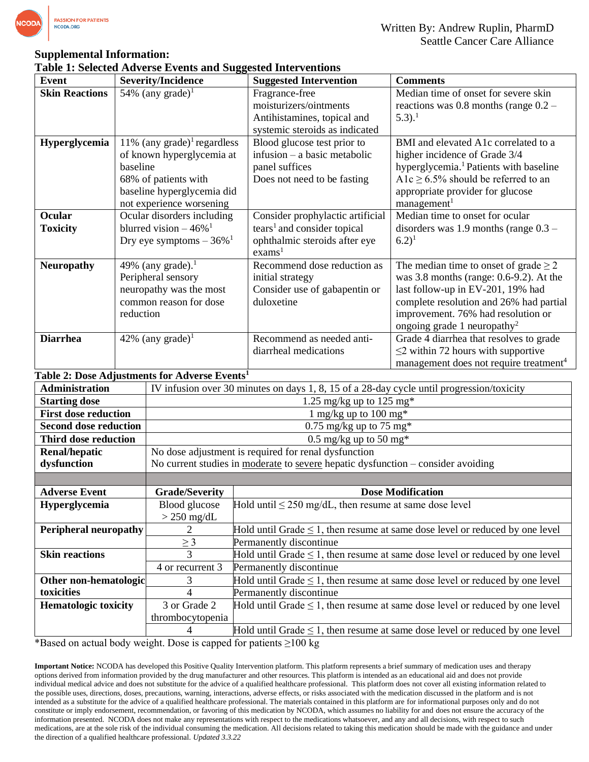## Supplemental Information:

### Table 1: Selected Adverse Events and Suggested Interventions

| Event | Severity/Incidence | Suggested Intervention | Comments |
|---|---|---|---|
| **Skin Reactions** | 54% (any grade)[1] | Fragrance-free moisturizers/ointments<br>Antihistamines, topical and systemic steroids as indicated | Median time of onset for severe skin reactions was 0.8 months (range 0.2 – 5.3).[1] |
| **Hyperglycemia** | 11% (any grade)[1] regardless of known hyperglycemia at baseline<br>68% of patients with baseline hyperglycemia did not experience worsening | Blood glucose test prior to infusion – a basic metabolic panel suffices<br>Does not need to be fasting | BMI and elevated A1c correlated to a higher incidence of Grade 3/4 hyperglycemia.[1] Patients with baseline A1c ≥ 6.5% should be referred to an appropriate provider for glucose management[1] |
| **Ocular Toxicity** | Ocular disorders including blurred vision – 46%[1]<br>Dry eye symptoms – 36%[1] | Consider prophylactic artificial tears[1] and consider topical ophthalmic steroids after eye exams[1] | Median time to onset for ocular disorders was 1.9 months (range 0.3 – 6.2)[1] |
| **Neuropathy** | 49% (any grade).[1]<br>Peripheral sensory neuropathy was the most common reason for dose reduction | Recommend dose reduction as initial strategy<br>Consider use of gabapentin or duloxetine | The median time to onset of grade ≥ 2 was 3.8 months (range: 0.6-9.2). At the last follow-up in EV-201, 19% had complete resolution and 26% had partial improvement. 76% had resolution or ongoing grade 1 neuropathy[2] |
| **Diarrhea** | 42% (any grade)[1] | Recommend as needed anti-diarrheal medications | Grade 4 diarrhea that resolves to grade ≤2 within 72 hours with supportive management does not require treatment[4] |

### Table 2: Dose Adjustments for Adverse Events[1]

| | |
|---|---|
| **Administration** | IV infusion over 30 minutes on days 1, 8, 15 of a 28-day cycle until progression/toxicity |
| **Starting dose** | 1.25 mg/kg up to 125 mg* |
| **First dose reduction** | 1 mg/kg up to 100 mg* |
| **Second dose reduction** | 0.75 mg/kg up to 75 mg* |
| **Third dose reduction** | 0.5 mg/kg up to 50 mg* |
| **Renal/hepatic dysfunction** | No dose adjustment is required for renal dysfunction<br>No current studies in moderate to severe hepatic dysfunction – consider avoiding |

| Adverse Event | Grade/Severity | Dose Modification |
|---|---|---|
| **Hyperglycemia** | Blood glucose > 250 mg/dL | Hold until ≤ 250 mg/dL, then resume at same dose level |
| **Peripheral neuropathy** | 2 | Hold until Grade ≤ 1, then resume at same dose level or reduced by one level |
| | ≥ 3 | Permanently discontinue |
| **Skin reactions** | 3 | Hold until Grade ≤ 1, then resume at same dose level or reduced by one level |
| | 4 or recurrent 3 | Permanently discontinue |
| **Other non-hematologic toxicities** | 3 | Hold until Grade ≤ 1, then resume at same dose level or reduced by one level |
| | 4 | Permanently discontinue |
| **Hematologic toxicity** | 3 or Grade 2 thrombocytopenia | Hold until Grade ≤ 1, then resume at same dose level or reduced by one level |
| | 4 | Hold until Grade ≤ 1, then resume at same dose level or reduced by one level |

*Based on actual body weight. Dose is capped for patients ≥100 kg

**Important Notice:** NCODA has developed this Positive Quality Intervention platform. This platform represents a brief summary of medication uses and therapy options derived from information provided by the drug manufacturer and other resources. This platform is intended as an educational aid and does not provide individual medical advice and does not substitute for the advice of a qualified healthcare professional. This platform does not cover all existing information related to the possible uses, directions, doses, precautions, warning, interactions, adverse effects, or risks associated with the medication discussed in the platform and is not intended as a substitute for the advice of a qualified healthcare professional. The materials contained in this platform are for informational purposes only and do not constitute or imply endorsement, recommendation, or favoring of this medication by NCODA, which assumes no liability for and does not ensure the accuracy of the information presented. NCODA does not make any representations with respect to the medications whatsoever, and any and all decisions, with respect to such medications, are at the sole risk of the individual consuming the medication. All decisions related to taking this medication should be made with the guidance and under the direction of a qualified healthcare professional. *Updated 3.3.22*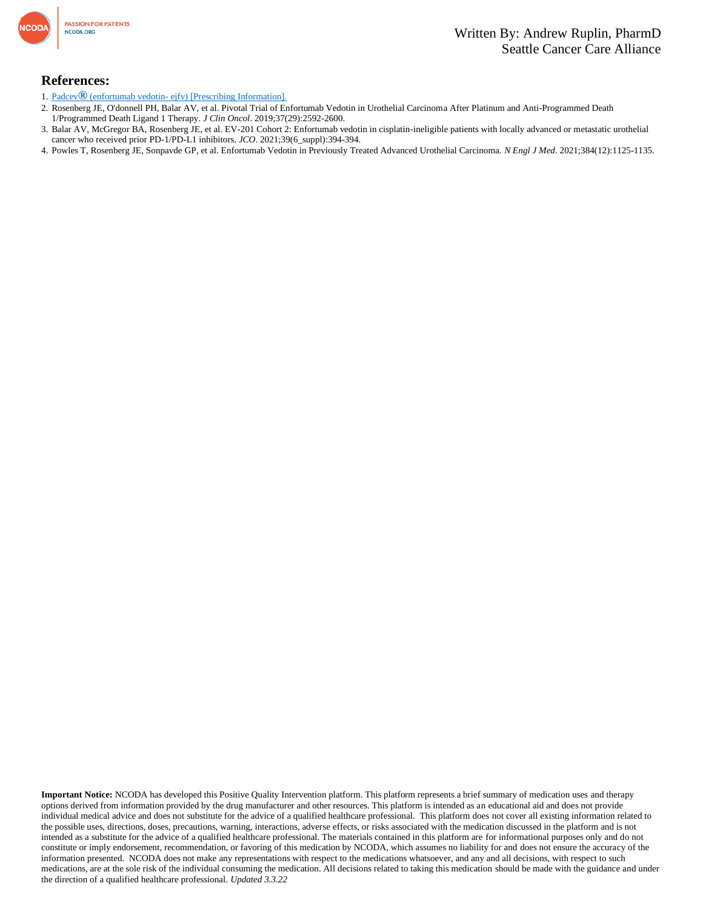Written By: Andrew Ruplin, PharmD
Seattle Cancer Care Alliance

## References:

1. Padcev® (enfortumab vedotin- ejfv) [Prescribing Information].
2. Rosenberg JE, O'donnell PH, Balar AV, et al. Pivotal Trial of Enfortumab Vedotin in Urothelial Carcinoma After Platinum and Anti-Programmed Death 1/Programmed Death Ligand 1 Therapy. *J Clin Oncol*. 2019;37(29):2592-2600.
3. Balar AV, McGregor BA, Rosenberg JE, et al. EV-201 Cohort 2: Enfortumab vedotin in cisplatin-ineligible patients with locally advanced or metastatic urothelial cancer who received prior PD-1/PD-L1 inhibitors. *JCO*. 2021;39(6_suppl):394-394.
4. Powles T, Rosenberg JE, Sonpavde GP, et al. Enfortumab Vedotin in Previously Treated Advanced Urothelial Carcinoma. *N Engl J Med*. 2021;384(12):1125-1135.

**Important Notice:** NCODA has developed this Positive Quality Intervention platform. This platform represents a brief summary of medication uses and therapy options derived from information provided by the drug manufacturer and other resources. This platform is intended as an educational aid and does not provide individual medical advice and does not substitute for the advice of a qualified healthcare professional. This platform does not cover all existing information related to the possible uses, directions, doses, precautions, warning, interactions, adverse effects, or risks associated with the medication discussed in the platform and is not intended as a substitute for the advice of a qualified healthcare professional. The materials contained in this platform are for informational purposes only and do not constitute or imply endorsement, recommendation, or favoring of this medication by NCODA, which assumes no liability for and does not ensure the accuracy of the information presented. NCODA does not make any representations with respect to the medications whatsoever, and any and all decisions, with respect to such medications, are at the sole risk of the individual consuming the medication. All decisions related to taking this medication should be made with the guidance and under the direction of a qualified healthcare professional. *Updated 3.3.22*